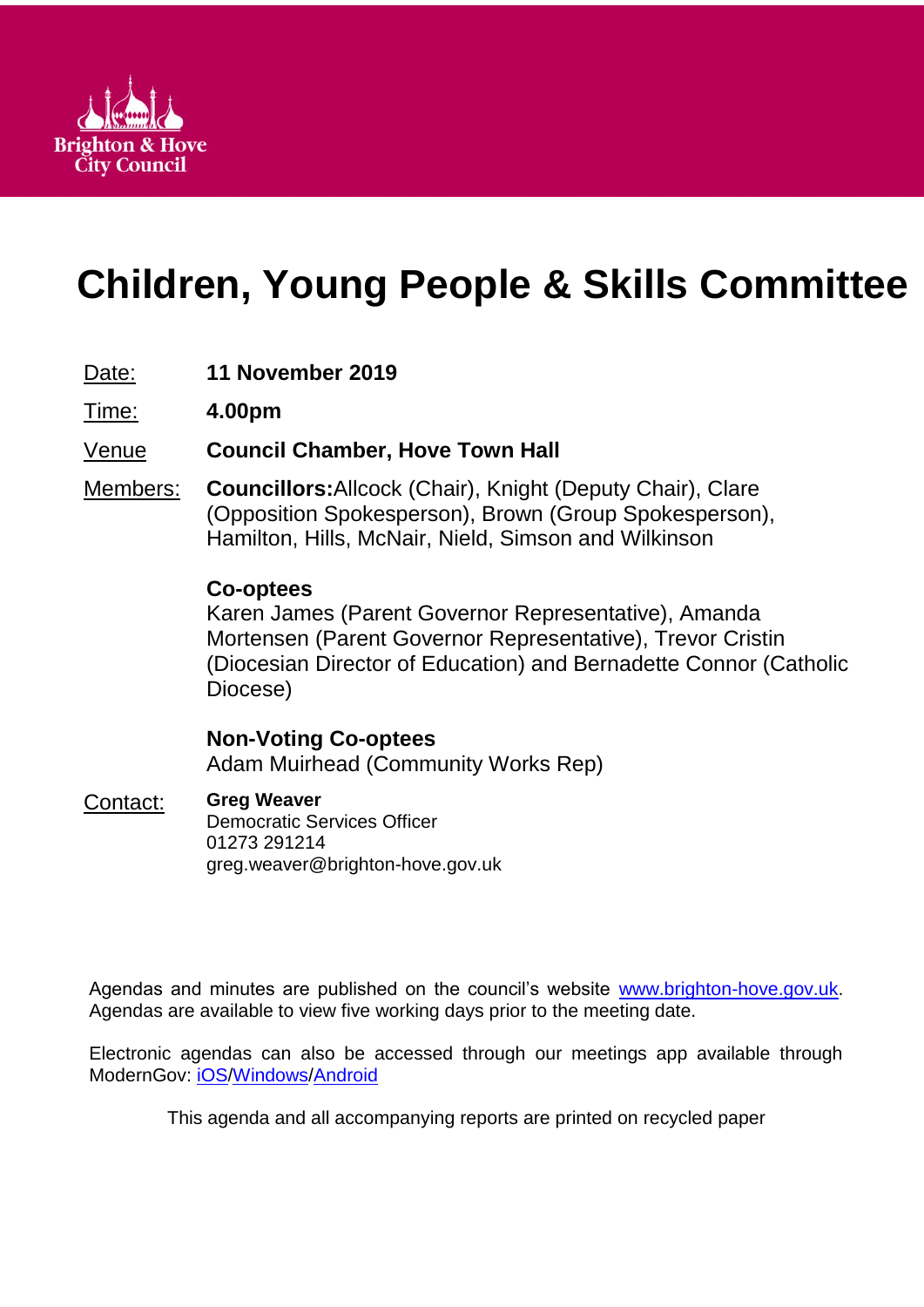Brighton & Hove City Council

# Children, Young People & Skills Committee

| | |
|---|---|
| Date: | **11 November 2019** |
| Time: | **4.00pm** |
| Venue | **Council Chamber, Hove Town Hall** |
| Members: | **Councillors:** Allcock (Chair), Knight (Deputy Chair), Clare (Opposition Spokesperson), Brown (Group Spokesperson), Hamilton, Hills, McNair, Nield, Simson and Wilkinson<br><br>**Co-optees**<br>Karen James (Parent Governor Representative), Amanda Mortensen (Parent Governor Representative), Trevor Cristin (Diocesian Director of Education) and Bernadette Connor (Catholic Diocese)<br><br>**Non-Voting Co-optees**<br>Adam Muirhead (Community Works Rep) |
| Contact: | **Greg Weaver**<br>Democratic Services Officer<br>01273 291214<br>greg.weaver@brighton-hove.gov.uk |

Agendas and minutes are published on the council's website www.brighton-hove.gov.uk. Agendas are available to view five working days prior to the meeting date.

Electronic agendas can also be accessed through our meetings app available through ModernGov: iOS/Windows/Android

This agenda and all accompanying reports are printed on recycled paper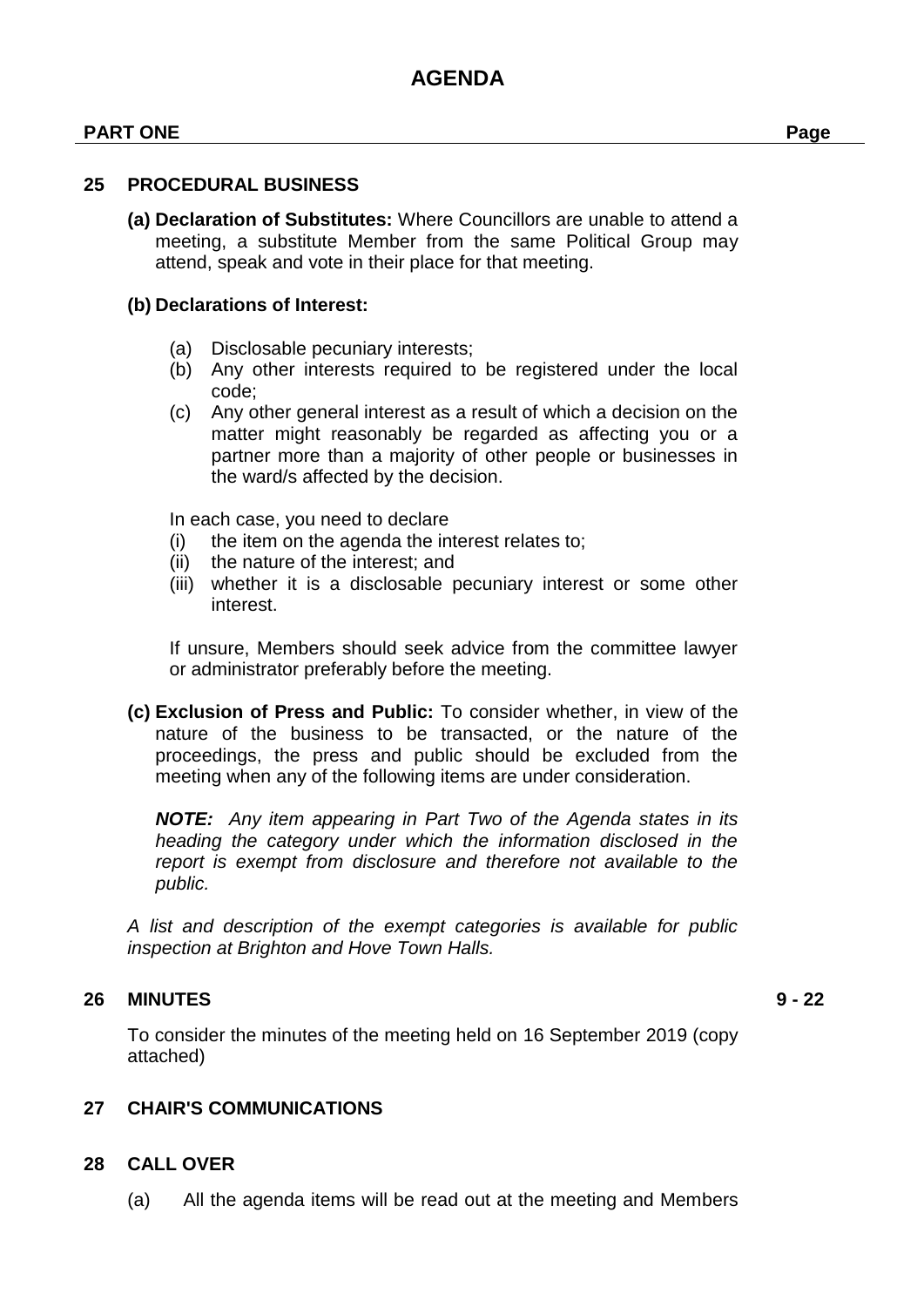# AGENDA

**PART ONE** **Page**

## 25 PROCEDURAL BUSINESS

**(a) Declaration of Substitutes:** Where Councillors are unable to attend a meeting, a substitute Member from the same Political Group may attend, speak and vote in their place for that meeting.

**(b) Declarations of Interest:**

(a) Disclosable pecuniary interests;
(b) Any other interests required to be registered under the local code;
(c) Any other general interest as a result of which a decision on the matter might reasonably be regarded as affecting you or a partner more than a majority of other people or businesses in the ward/s affected by the decision.

In each case, you need to declare
(i) the item on the agenda the interest relates to;
(ii) the nature of the interest; and
(iii) whether it is a disclosable pecuniary interest or some other interest.

If unsure, Members should seek advice from the committee lawyer or administrator preferably before the meeting.

**(c) Exclusion of Press and Public:** To consider whether, in view of the nature of the business to be transacted, or the nature of the proceedings, the press and public should be excluded from the meeting when any of the following items are under consideration.

***NOTE:*** *Any item appearing in Part Two of the Agenda states in its heading the category under which the information disclosed in the report is exempt from disclosure and therefore not available to the public.*

*A list and description of the exempt categories is available for public inspection at Brighton and Hove Town Halls.*

## 26 MINUTES **9 - 22**

To consider the minutes of the meeting held on 16 September 2019 (copy attached)

## 27 CHAIR'S COMMUNICATIONS

## 28 CALL OVER

(a) All the agenda items will be read out at the meeting and Members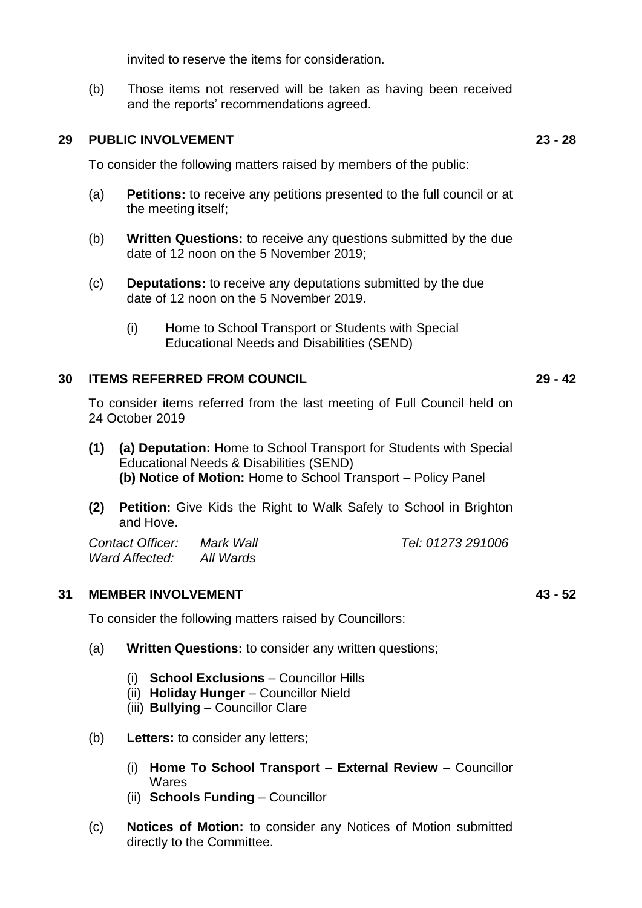invited to reserve the items for consideration.

(b) Those items not reserved will be taken as having been received and the reports' recommendations agreed.

## 29 PUBLIC INVOLVEMENT — 23 - 28

To consider the following matters raised by members of the public:

(a) **Petitions:** to receive any petitions presented to the full council or at the meeting itself;

(b) **Written Questions:** to receive any questions submitted by the due date of 12 noon on the 5 November 2019;

(c) **Deputations:** to receive any deputations submitted by the due date of 12 noon on the 5 November 2019.

   (i) Home to School Transport or Students with Special Educational Needs and Disabilities (SEND)

## 30 ITEMS REFERRED FROM COUNCIL — 29 - 42

To consider items referred from the last meeting of Full Council held on 24 October 2019

**(1)** **(a) Deputation:** Home to School Transport for Students with Special Educational Needs & Disabilities (SEND)
**(b) Notice of Motion:** Home to School Transport – Policy Panel

**(2)** **Petition:** Give Kids the Right to Walk Safely to School in Brighton and Hove.

*Contact Officer:* *Mark Wall* *Tel: 01273 291006*
*Ward Affected:* *All Wards*

## 31 MEMBER INVOLVEMENT — 43 - 52

To consider the following matters raised by Councillors:

(a) **Written Questions:** to consider any written questions;

   (i) **School Exclusions** – Councillor Hills
   (ii) **Holiday Hunger** – Councillor Nield
   (iii) **Bullying** – Councillor Clare

(b) **Letters:** to consider any letters;

   (i) **Home To School Transport – External Review** – Councillor Wares
   (ii) **Schools Funding** – Councillor

(c) **Notices of Motion:** to consider any Notices of Motion submitted directly to the Committee.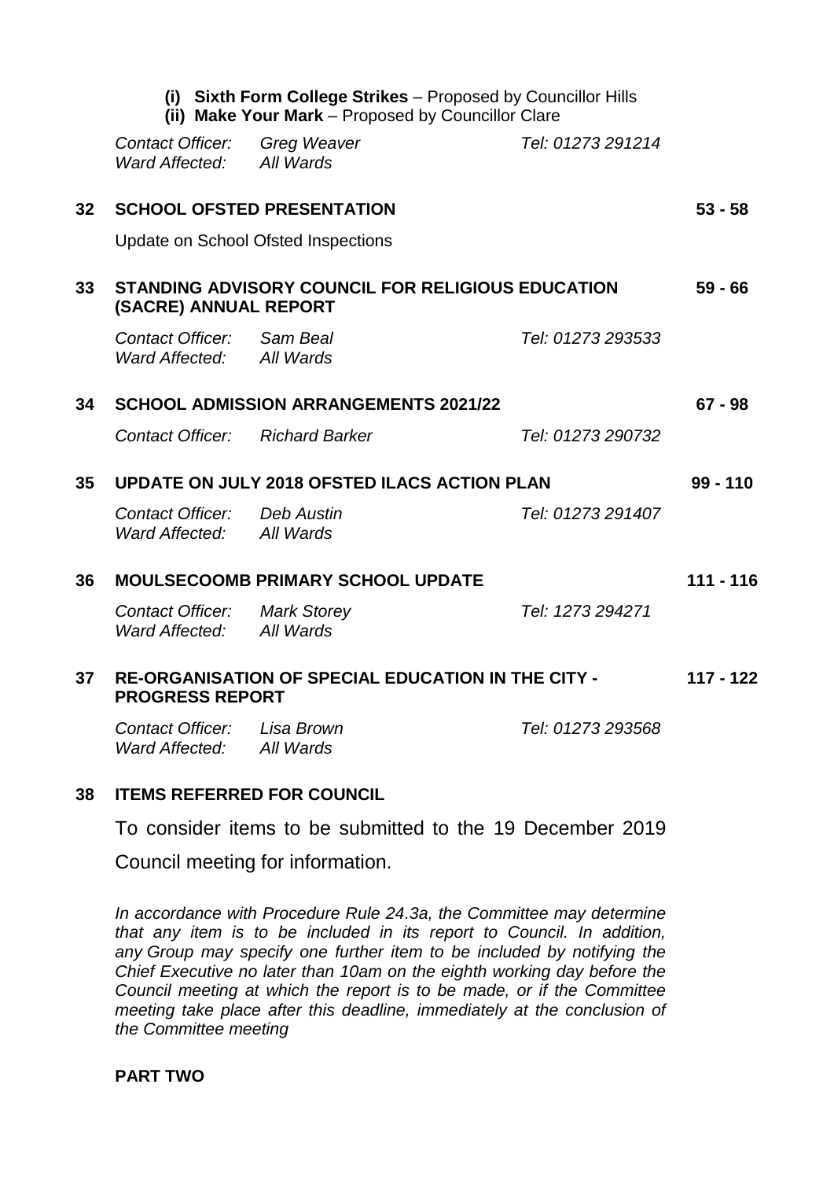(i) **Sixth Form College Strikes** – Proposed by Councillor Hills
(ii) **Make Your Mark** – Proposed by Councillor Clare

*Contact Officer:* *Greg Weaver* *Tel: 01273 291214*
*Ward Affected:* *All Wards*

| | | |
|---|---|---|
| **32** | **SCHOOL OFSTED PRESENTATION** | **53 - 58** |

Update on School Ofsted Inspections

| | | |
|---|---|---|
| **33** | **STANDING ADVISORY COUNCIL FOR RELIGIOUS EDUCATION (SACRE) ANNUAL REPORT** | **59 - 66** |

*Contact Officer:* *Sam Beal* *Tel: 01273 293533*
*Ward Affected:* *All Wards*

| | | |
|---|---|---|
| **34** | **SCHOOL ADMISSION ARRANGEMENTS 2021/22** | **67 - 98** |

*Contact Officer:* *Richard Barker* *Tel: 01273 290732*

| | | |
|---|---|---|
| **35** | **UPDATE ON JULY 2018 OFSTED ILACS ACTION PLAN** | **99 - 110** |

*Contact Officer:* *Deb Austin* *Tel: 01273 291407*
*Ward Affected:* *All Wards*

| | | |
|---|---|---|
| **36** | **MOULSECOOMB PRIMARY SCHOOL UPDATE** | **111 - 116** |

*Contact Officer:* *Mark Storey* *Tel: 1273 294271*
*Ward Affected:* *All Wards*

| | | |
|---|---|---|
| **37** | **RE-ORGANISATION OF SPECIAL EDUCATION IN THE CITY - PROGRESS REPORT** | **117 - 122** |

*Contact Officer:* *Lisa Brown* *Tel: 01273 293568*
*Ward Affected:* *All Wards*

**38 ITEMS REFERRED FOR COUNCIL**

To consider items to be submitted to the 19 December 2019 Council meeting for information.

*In accordance with Procedure Rule 24.3a, the Committee may determine that any item is to be included in its report to Council. In addition, any Group may specify one further item to be included by notifying the Chief Executive no later than 10am on the eighth working day before the Council meeting at which the report is to be made, or if the Committee meeting take place after this deadline, immediately at the conclusion of the Committee meeting*

**PART TWO**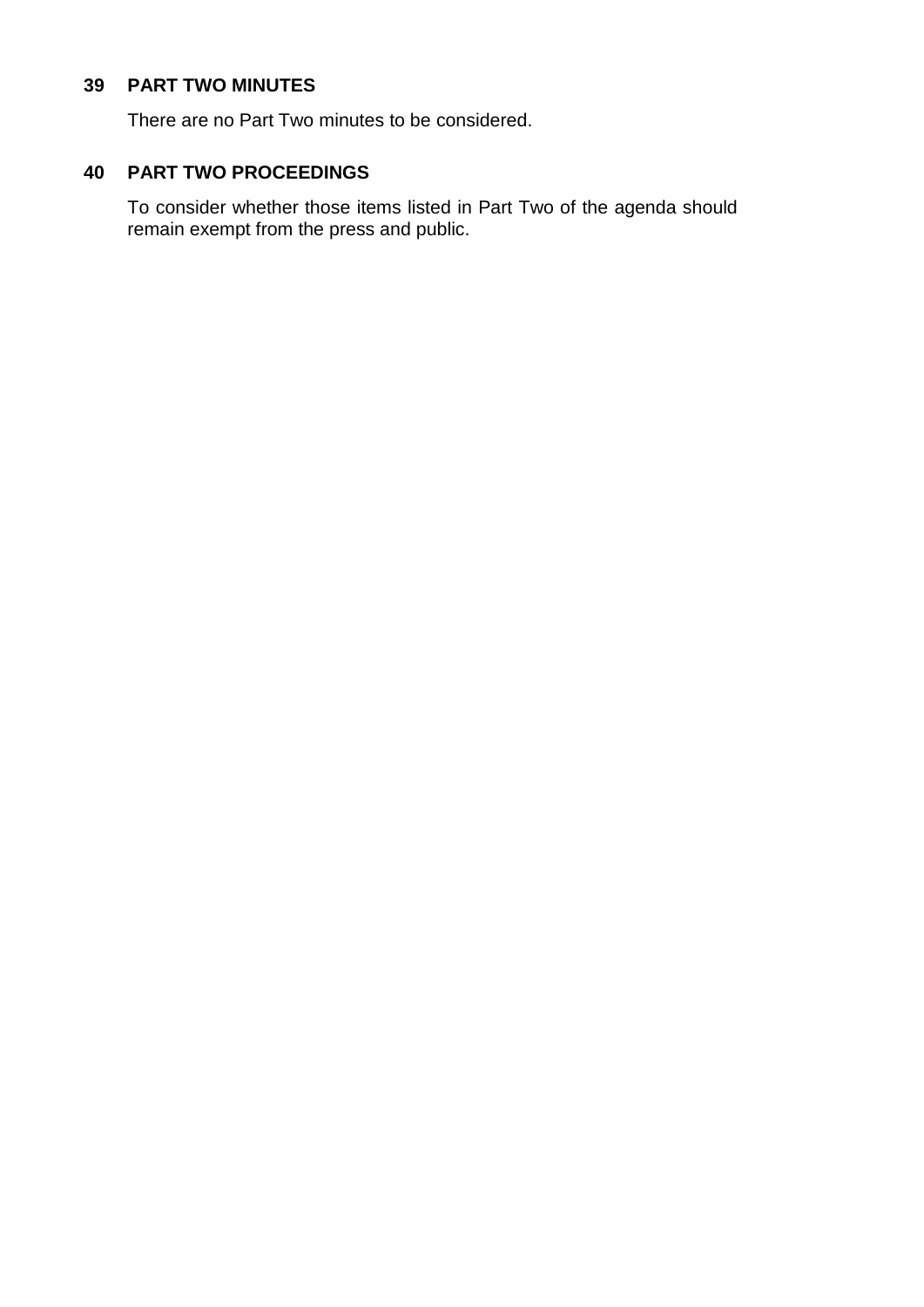### 39 PART TWO MINUTES

There are no Part Two minutes to be considered.

### 40 PART TWO PROCEEDINGS

To consider whether those items listed in Part Two of the agenda should remain exempt from the press and public.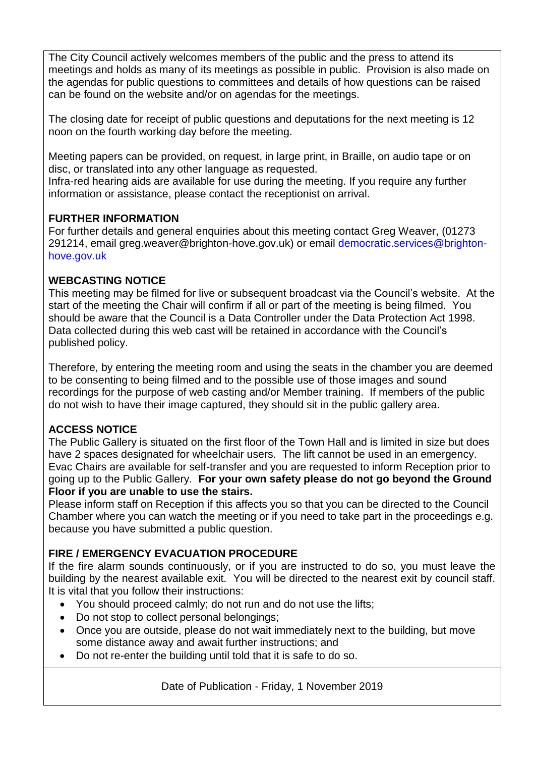The City Council actively welcomes members of the public and the press to attend its meetings and holds as many of its meetings as possible in public. Provision is also made on the agendas for public questions to committees and details of how questions can be raised can be found on the website and/or on agendas for the meetings.

The closing date for receipt of public questions and deputations for the next meeting is 12 noon on the fourth working day before the meeting.

Meeting papers can be provided, on request, in large print, in Braille, on audio tape or on disc, or translated into any other language as requested.
Infra-red hearing aids are available for use during the meeting. If you require any further information or assistance, please contact the receptionist on arrival.

**FURTHER INFORMATION**
For further details and general enquiries about this meeting contact Greg Weaver, (01273 291214, email greg.weaver@brighton-hove.gov.uk) or email democratic.services@brighton-hove.gov.uk

**WEBCASTING NOTICE**
This meeting may be filmed for live or subsequent broadcast via the Council's website. At the start of the meeting the Chair will confirm if all or part of the meeting is being filmed. You should be aware that the Council is a Data Controller under the Data Protection Act 1998. Data collected during this web cast will be retained in accordance with the Council's published policy.

Therefore, by entering the meeting room and using the seats in the chamber you are deemed to be consenting to being filmed and to the possible use of those images and sound recordings for the purpose of web casting and/or Member training. If members of the public do not wish to have their image captured, they should sit in the public gallery area.

**ACCESS NOTICE**
The Public Gallery is situated on the first floor of the Town Hall and is limited in size but does have 2 spaces designated for wheelchair users. The lift cannot be used in an emergency. Evac Chairs are available for self-transfer and you are requested to inform Reception prior to going up to the Public Gallery. **For your own safety please do not go beyond the Ground Floor if you are unable to use the stairs.**
Please inform staff on Reception if this affects you so that you can be directed to the Council Chamber where you can watch the meeting or if you need to take part in the proceedings e.g. because you have submitted a public question.

**FIRE / EMERGENCY EVACUATION PROCEDURE**
If the fire alarm sounds continuously, or if you are instructed to do so, you must leave the building by the nearest available exit. You will be directed to the nearest exit by council staff. It is vital that you follow their instructions:

- You should proceed calmly; do not run and do not use the lifts;
- Do not stop to collect personal belongings;
- Once you are outside, please do not wait immediately next to the building, but move some distance away and await further instructions; and
- Do not re-enter the building until told that it is safe to do so.

Date of Publication - Friday, 1 November 2019